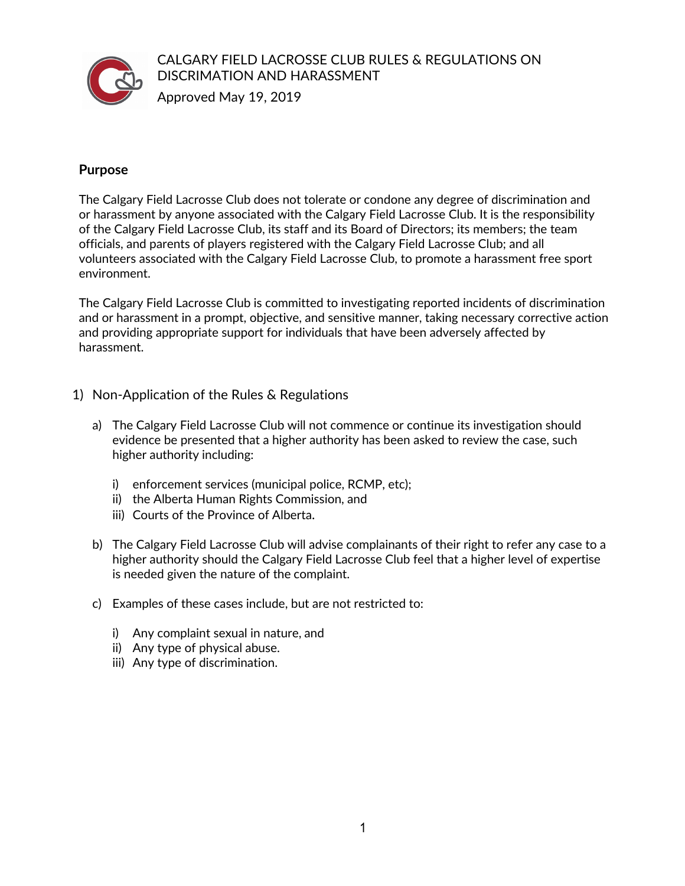# CALGARY FIELD LACROSSE CLUB RULES & REGULATIONS ON DISCRIMATION AND HARASSMENT

Approved May 19, 2019

**Purpose**

The Calgary Field Lacrosse Club does not tolerate or condone any degree of discrimination and or harassment by anyone associated with the Calgary Field Lacrosse Club. It is the responsibility of the Calgary Field Lacrosse Club, its staff and its Board of Directors; its members; the team officials, and parents of players registered with the Calgary Field Lacrosse Club; and all volunteers associated with the Calgary Field Lacrosse Club, to promote a harassment free sport environment.

The Calgary Field Lacrosse Club is committed to investigating reported incidents of discrimination and or harassment in a prompt, objective, and sensitive manner, taking necessary corrective action and providing appropriate support for individuals that have been adversely affected by harassment.

## 1) Non-Application of the Rules & Regulations

a) The Calgary Field Lacrosse Club will not commence or continue its investigation should evidence be presented that a higher authority has been asked to review the case, such higher authority including:

   i) enforcement services (municipal police, RCMP, etc);
   ii) the Alberta Human Rights Commission, and
   iii) Courts of the Province of Alberta.

b) The Calgary Field Lacrosse Club will advise complainants of their right to refer any case to a higher authority should the Calgary Field Lacrosse Club feel that a higher level of expertise is needed given the nature of the complaint.

c) Examples of these cases include, but are not restricted to:

   i) Any complaint sexual in nature, and
   ii) Any type of physical abuse.
   iii) Any type of discrimination.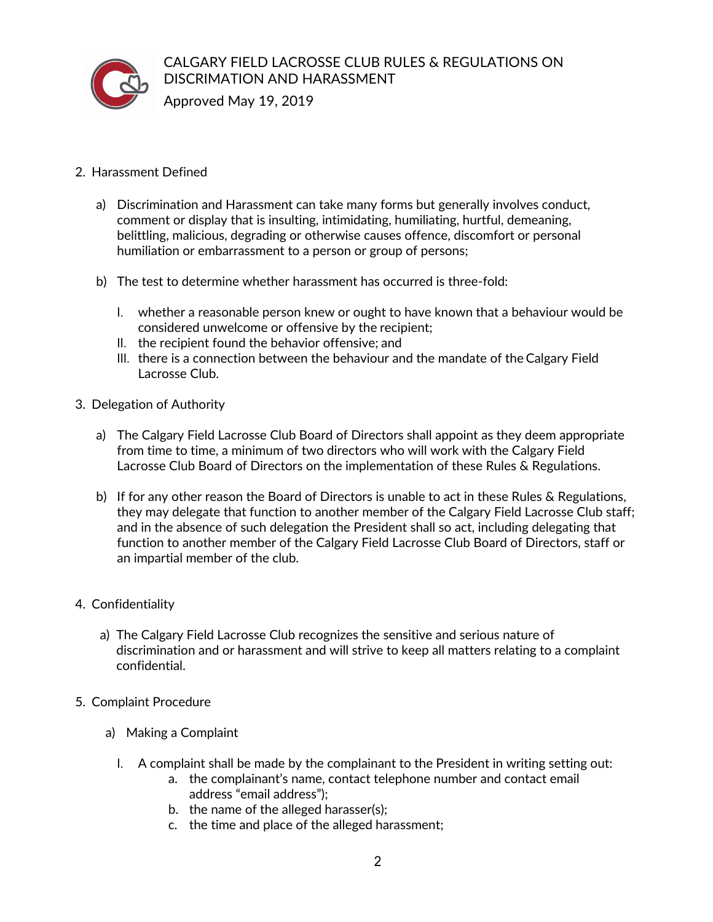2. Harassment Defined

   a) Discrimination and Harassment can take many forms but generally involves conduct, comment or display that is insulting, intimidating, humiliating, hurtful, demeaning, belittling, malicious, degrading or otherwise causes offence, discomfort or personal humiliation or embarrassment to a person or group of persons;

   b) The test to determine whether harassment has occurred is three-fold:

      I. whether a reasonable person knew or ought to have known that a behaviour would be considered unwelcome or offensive by the recipient;
      II. the recipient found the behavior offensive; and
      III. there is a connection between the behaviour and the mandate of the Calgary Field Lacrosse Club.

3. Delegation of Authority

   a) The Calgary Field Lacrosse Club Board of Directors shall appoint as they deem appropriate from time to time, a minimum of two directors who will work with the Calgary Field Lacrosse Club Board of Directors on the implementation of these Rules & Regulations.

   b) If for any other reason the Board of Directors is unable to act in these Rules & Regulations, they may delegate that function to another member of the Calgary Field Lacrosse Club staff; and in the absence of such delegation the President shall so act, including delegating that function to another member of the Calgary Field Lacrosse Club Board of Directors, staff or an impartial member of the club.

4. Confidentiality

   a) The Calgary Field Lacrosse Club recognizes the sensitive and serious nature of discrimination and or harassment and will strive to keep all matters relating to a complaint confidential.

5. Complaint Procedure

   a) Making a Complaint

      I. A complaint shall be made by the complainant to the President in writing setting out:
         a. the complainant's name, contact telephone number and contact email address "email address");
         b. the name of the alleged harasser(s);
         c. the time and place of the alleged harassment;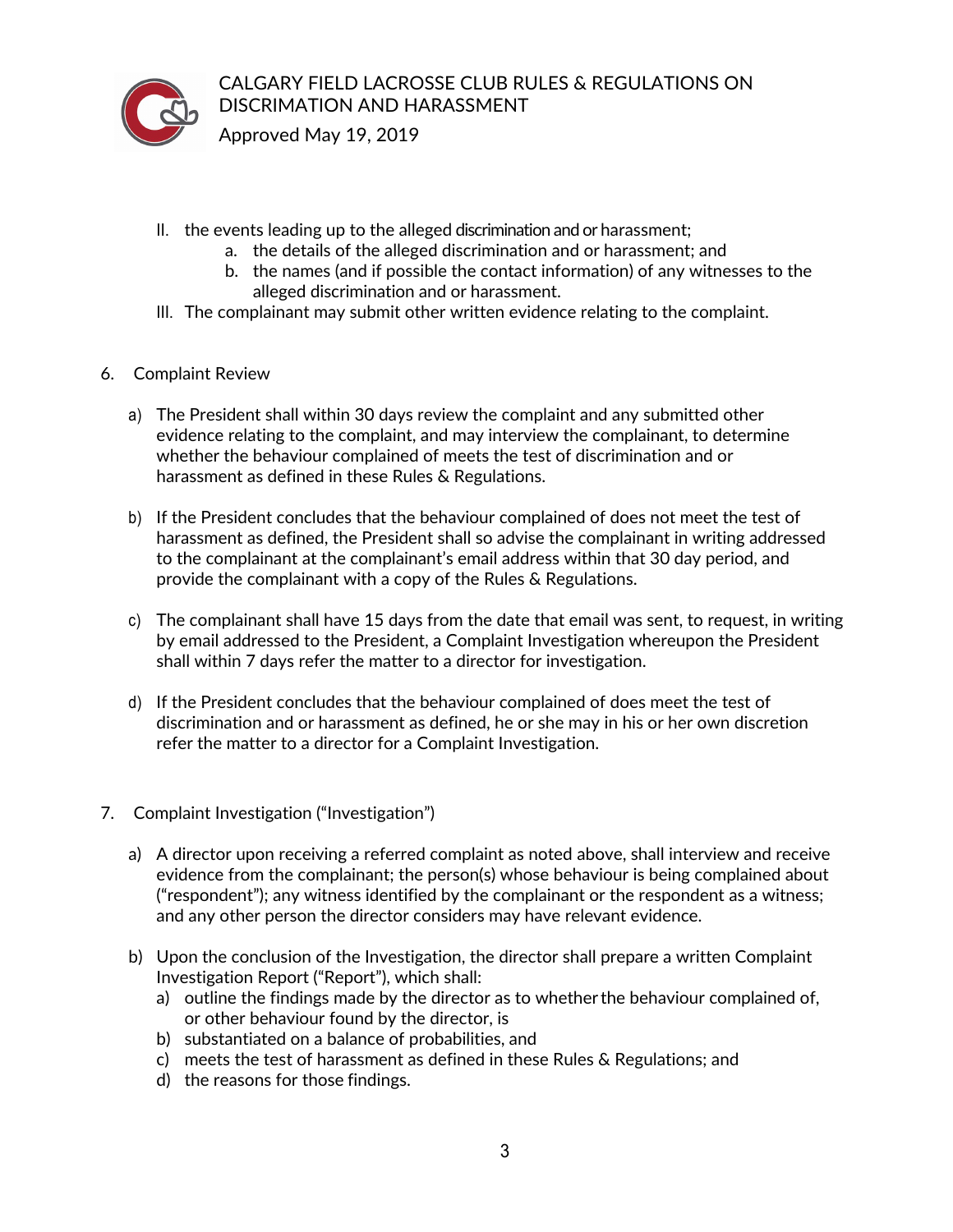II. the events leading up to the alleged discrimination and or harassment;
   a. the details of the alleged discrimination and or harassment; and
   b. the names (and if possible the contact information) of any witnesses to the alleged discrimination and or harassment.

III. The complainant may submit other written evidence relating to the complaint.

6. Complaint Review

   a) The President shall within 30 days review the complaint and any submitted other evidence relating to the complaint, and may interview the complainant, to determine whether the behaviour complained of meets the test of discrimination and or harassment as defined in these Rules & Regulations.

   b) If the President concludes that the behaviour complained of does not meet the test of harassment as defined, the President shall so advise the complainant in writing addressed to the complainant at the complainant's email address within that 30 day period, and provide the complainant with a copy of the Rules & Regulations.

   c) The complainant shall have 15 days from the date that email was sent, to request, in writing by email addressed to the President, a Complaint Investigation whereupon the President shall within 7 days refer the matter to a director for investigation.

   d) If the President concludes that the behaviour complained of does meet the test of discrimination and or harassment as defined, he or she may in his or her own discretion refer the matter to a director for a Complaint Investigation.

7. Complaint Investigation ("Investigation")

   a) A director upon receiving a referred complaint as noted above, shall interview and receive evidence from the complainant; the person(s) whose behaviour is being complained about ("respondent"); any witness identified by the complainant or the respondent as a witness; and any other person the director considers may have relevant evidence.

   b) Upon the conclusion of the Investigation, the director shall prepare a written Complaint Investigation Report ("Report"), which shall:
      a) outline the findings made by the director as to whether the behaviour complained of, or other behaviour found by the director, is
      b) substantiated on a balance of probabilities, and
      c) meets the test of harassment as defined in these Rules & Regulations; and
      d) the reasons for those findings.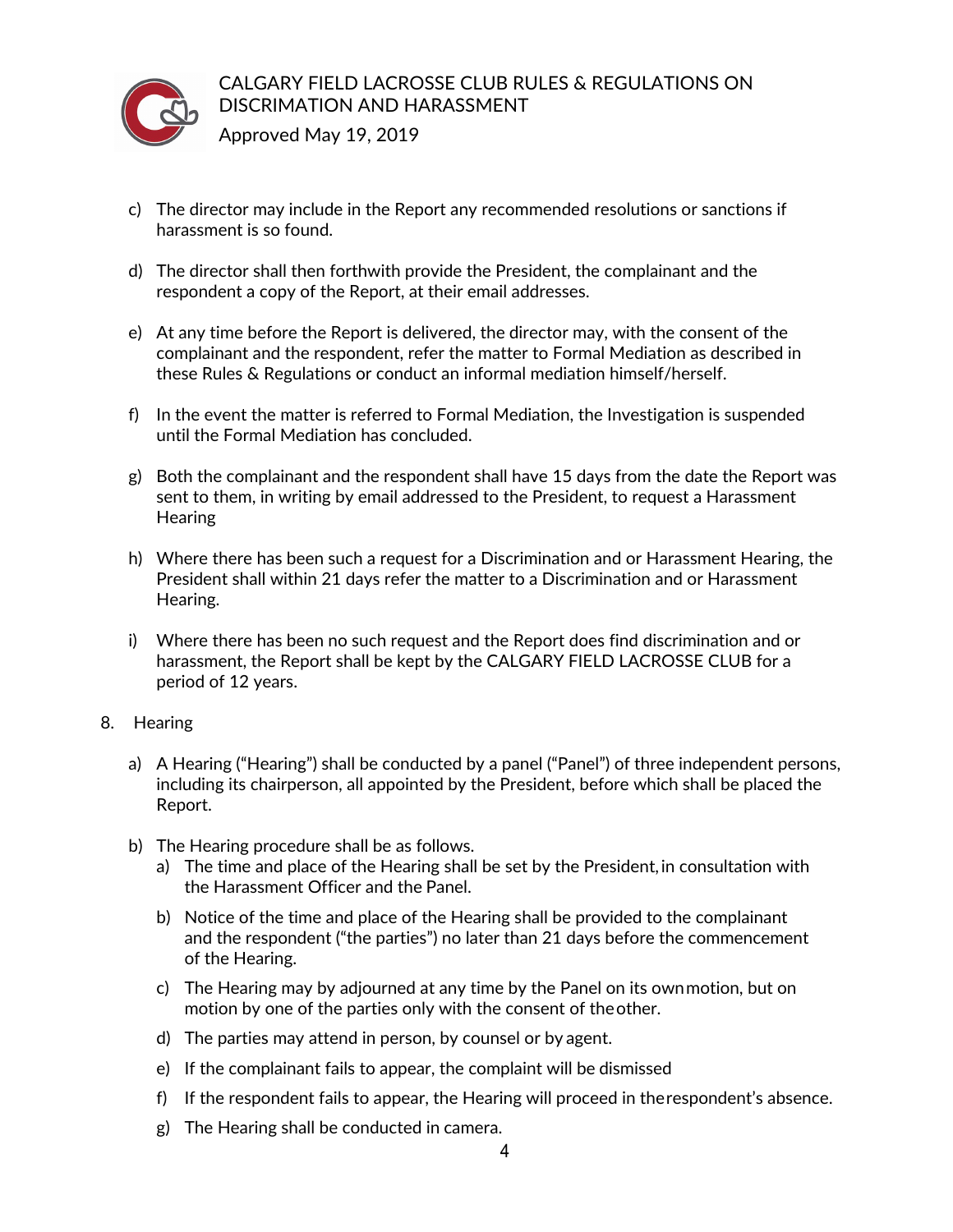c) The director may include in the Report any recommended resolutions or sanctions if harassment is so found.

d) The director shall then forthwith provide the President, the complainant and the respondent a copy of the Report, at their email addresses.

e) At any time before the Report is delivered, the director may, with the consent of the complainant and the respondent, refer the matter to Formal Mediation as described in these Rules & Regulations or conduct an informal mediation himself/herself.

f) In the event the matter is referred to Formal Mediation, the Investigation is suspended until the Formal Mediation has concluded.

g) Both the complainant and the respondent shall have 15 days from the date the Report was sent to them, in writing by email addressed to the President, to request a Harassment Hearing

h) Where there has been such a request for a Discrimination and or Harassment Hearing, the President shall within 21 days refer the matter to a Discrimination and or Harassment Hearing.

i) Where there has been no such request and the Report does find discrimination and or harassment, the Report shall be kept by the CALGARY FIELD LACROSSE CLUB for a period of 12 years.

8. Hearing

a) A Hearing ("Hearing") shall be conducted by a panel ("Panel") of three independent persons, including its chairperson, all appointed by the President, before which shall be placed the Report.

b) The Hearing procedure shall be as follows.
   a) The time and place of the Hearing shall be set by the President, in consultation with the Harassment Officer and the Panel.
   b) Notice of the time and place of the Hearing shall be provided to the complainant and the respondent ("the parties") no later than 21 days before the commencement of the Hearing.
   c) The Hearing may by adjourned at any time by the Panel on its own motion, but on motion by one of the parties only with the consent of the other.
   d) The parties may attend in person, by counsel or by agent.
   e) If the complainant fails to appear, the complaint will be dismissed
   f) If the respondent fails to appear, the Hearing will proceed in the respondent's absence.
   g) The Hearing shall be conducted in camera.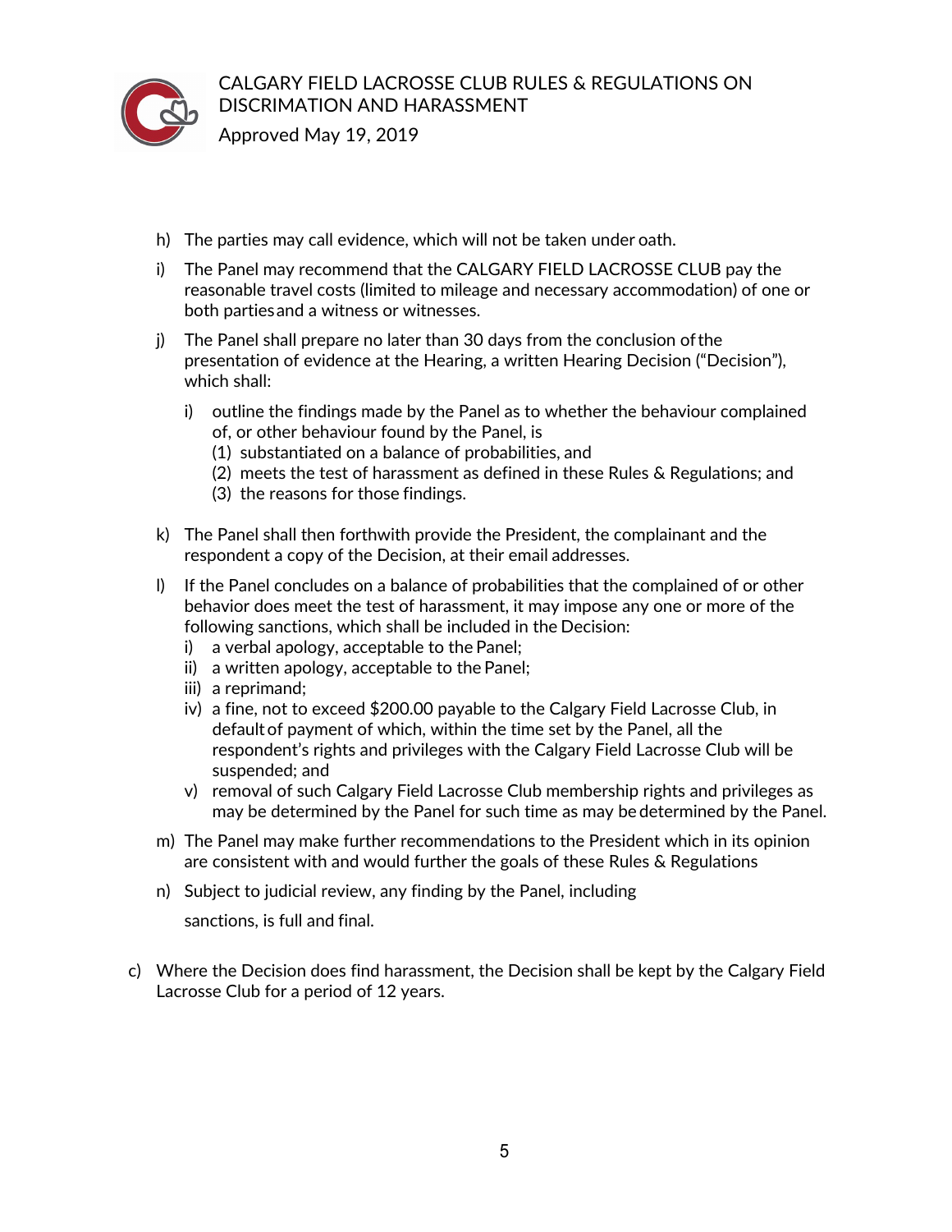h) The parties may call evidence, which will not be taken under oath.

i) The Panel may recommend that the CALGARY FIELD LACROSSE CLUB pay the reasonable travel costs (limited to mileage and necessary accommodation) of one or both parties and a witness or witnesses.

j) The Panel shall prepare no later than 30 days from the conclusion of the presentation of evidence at the Hearing, a written Hearing Decision ("Decision"), which shall:

   i) outline the findings made by the Panel as to whether the behaviour complained of, or other behaviour found by the Panel, is
      (1) substantiated on a balance of probabilities, and
      (2) meets the test of harassment as defined in these Rules & Regulations; and
      (3) the reasons for those findings.

k) The Panel shall then forthwith provide the President, the complainant and the respondent a copy of the Decision, at their email addresses.

l) If the Panel concludes on a balance of probabilities that the complained of or other behavior does meet the test of harassment, it may impose any one or more of the following sanctions, which shall be included in the Decision:
   i) a verbal apology, acceptable to the Panel;
   ii) a written apology, acceptable to the Panel;
   iii) a reprimand;
   iv) a fine, not to exceed $200.00 payable to the Calgary Field Lacrosse Club, in default of payment of which, within the time set by the Panel, all the respondent's rights and privileges with the Calgary Field Lacrosse Club will be suspended; and
   v) removal of such Calgary Field Lacrosse Club membership rights and privileges as may be determined by the Panel for such time as may be determined by the Panel.

m) The Panel may make further recommendations to the President which in its opinion are consistent with and would further the goals of these Rules & Regulations

n) Subject to judicial review, any finding by the Panel, including sanctions, is full and final.

c) Where the Decision does find harassment, the Decision shall be kept by the Calgary Field Lacrosse Club for a period of 12 years.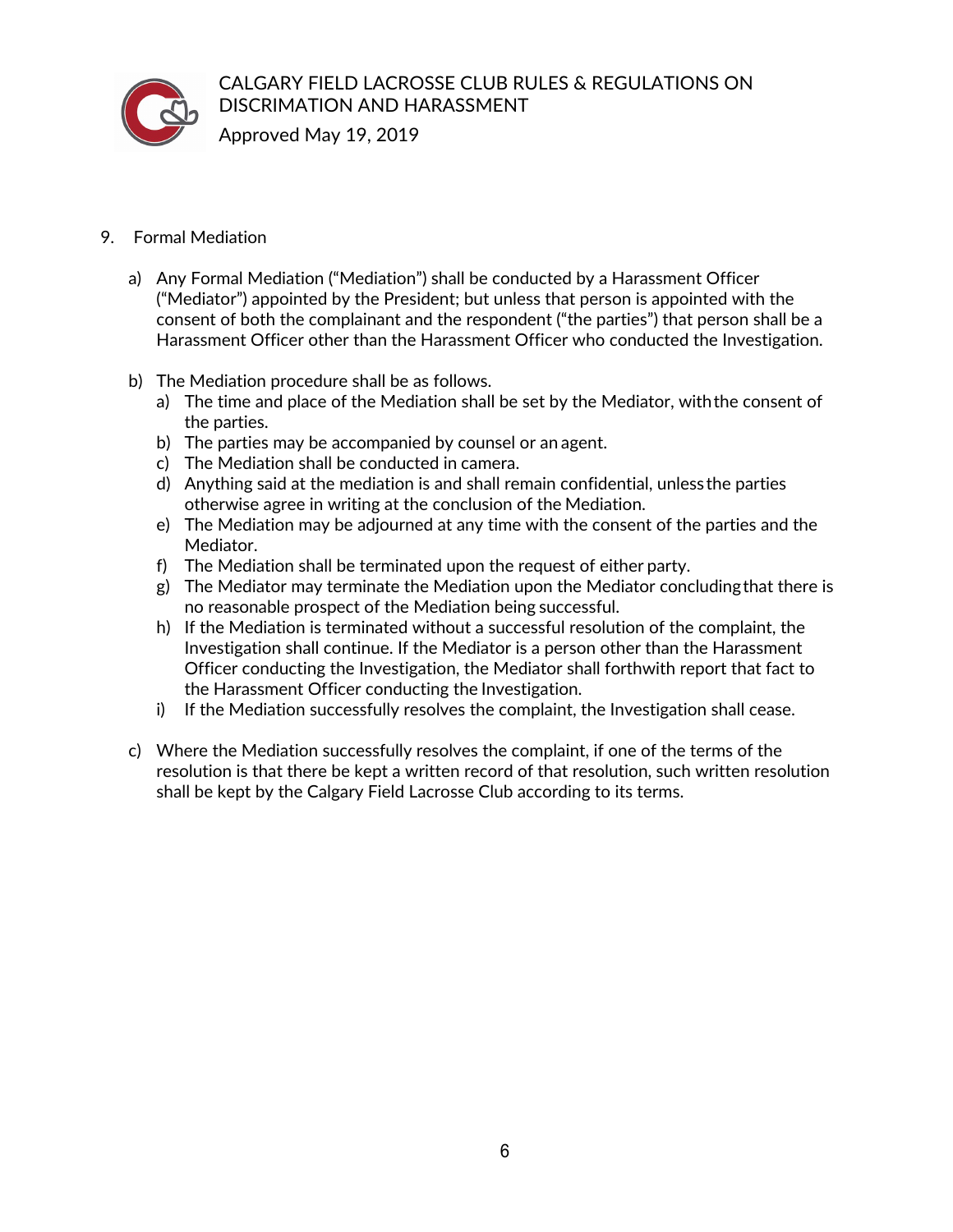9. Formal Mediation

   a) Any Formal Mediation ("Mediation") shall be conducted by a Harassment Officer ("Mediator") appointed by the President; but unless that person is appointed with the consent of both the complainant and the respondent ("the parties") that person shall be a Harassment Officer other than the Harassment Officer who conducted the Investigation.

   b) The Mediation procedure shall be as follows.
      a) The time and place of the Mediation shall be set by the Mediator, with the consent of the parties.
      b) The parties may be accompanied by counsel or an agent.
      c) The Mediation shall be conducted in camera.
      d) Anything said at the mediation is and shall remain confidential, unless the parties otherwise agree in writing at the conclusion of the Mediation.
      e) The Mediation may be adjourned at any time with the consent of the parties and the Mediator.
      f) The Mediation shall be terminated upon the request of either party.
      g) The Mediator may terminate the Mediation upon the Mediator concluding that there is no reasonable prospect of the Mediation being successful.
      h) If the Mediation is terminated without a successful resolution of the complaint, the Investigation shall continue. If the Mediator is a person other than the Harassment Officer conducting the Investigation, the Mediator shall forthwith report that fact to the Harassment Officer conducting the Investigation.
      i) If the Mediation successfully resolves the complaint, the Investigation shall cease.

   c) Where the Mediation successfully resolves the complaint, if one of the terms of the resolution is that there be kept a written record of that resolution, such written resolution shall be kept by the Calgary Field Lacrosse Club according to its terms.